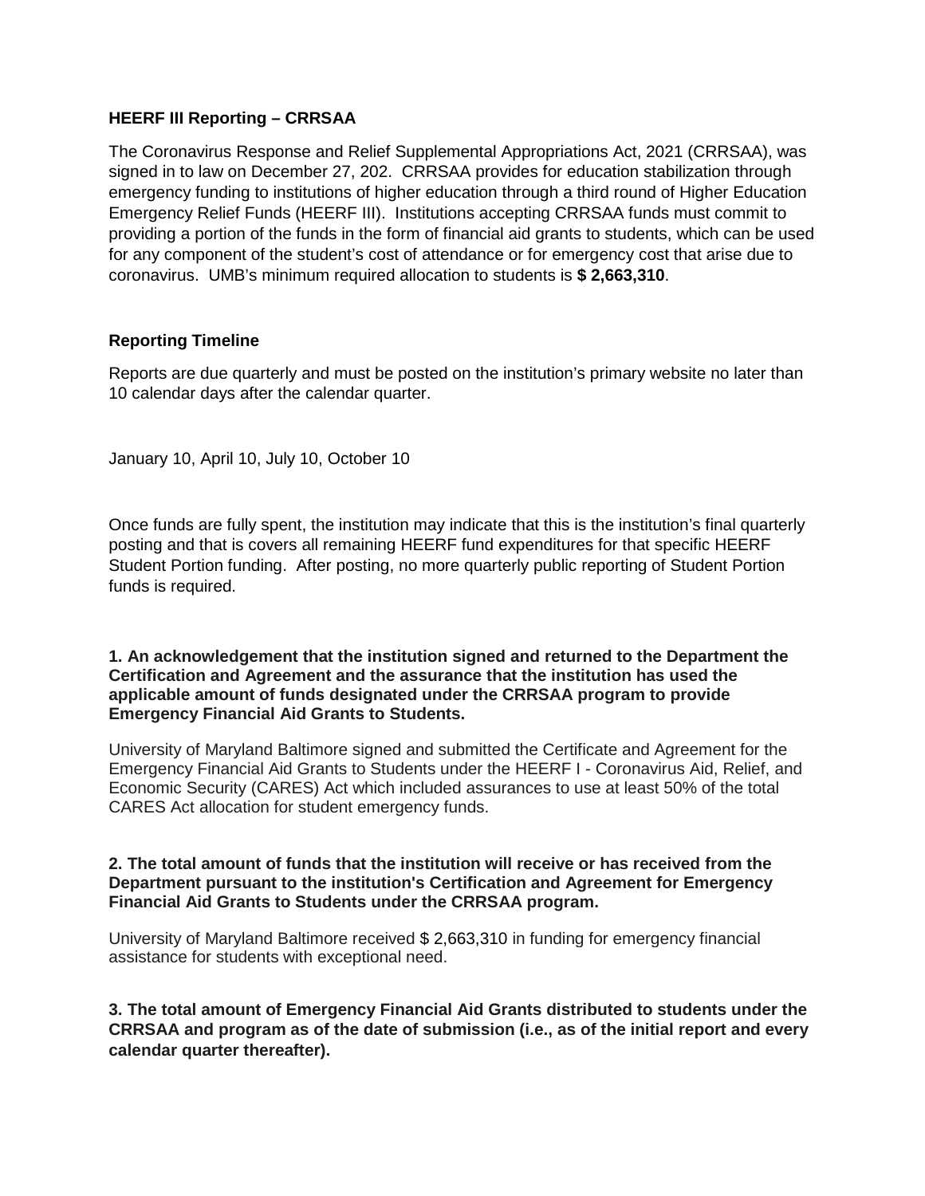**HEERF III Reporting – CRRSAA**

The Coronavirus Response and Relief Supplemental Appropriations Act, 2021 (CRRSAA), was signed in to law on December 27, 202. CRRSAA provides for education stabilization through emergency funding to institutions of higher education through a third round of Higher Education Emergency Relief Funds (HEERF III). Institutions accepting CRRSAA funds must commit to providing a portion of the funds in the form of financial aid grants to students, which can be used for any component of the student's cost of attendance or for emergency cost that arise due to coronavirus. UMB's minimum required allocation to students is **$ 2,663,310**.

**Reporting Timeline**

Reports are due quarterly and must be posted on the institution's primary website no later than 10 calendar days after the calendar quarter.

January 10, April 10, July 10, October 10

Once funds are fully spent, the institution may indicate that this is the institution's final quarterly posting and that is covers all remaining HEERF fund expenditures for that specific HEERF Student Portion funding. After posting, no more quarterly public reporting of Student Portion funds is required.

**1. An acknowledgement that the institution signed and returned to the Department the Certification and Agreement and the assurance that the institution has used the applicable amount of funds designated under the CRRSAA program to provide Emergency Financial Aid Grants to Students.**

University of Maryland Baltimore signed and submitted the Certificate and Agreement for the Emergency Financial Aid Grants to Students under the HEERF I - Coronavirus Aid, Relief, and Economic Security (CARES) Act which included assurances to use at least 50% of the total CARES Act allocation for student emergency funds.

**2. The total amount of funds that the institution will receive or has received from the Department pursuant to the institution's Certification and Agreement for Emergency Financial Aid Grants to Students under the CRRSAA program.**

University of Maryland Baltimore received $ 2,663,310 in funding for emergency financial assistance for students with exceptional need.

**3. The total amount of Emergency Financial Aid Grants distributed to students under the CRRSAA and program as of the date of submission (i.e., as of the initial report and every calendar quarter thereafter).**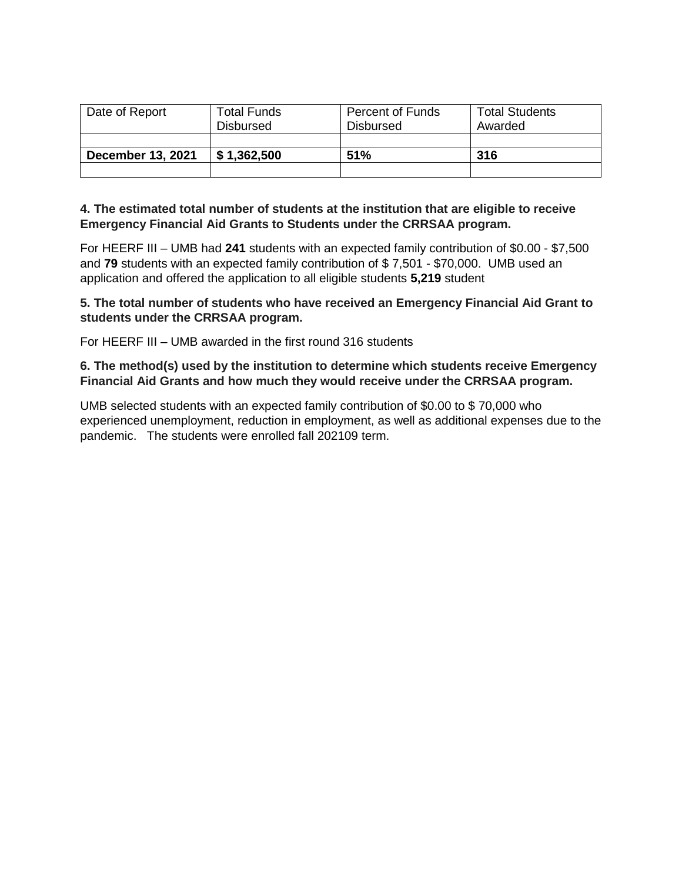| Date of Report | Total Funds Disbursed | Percent of Funds Disbursed | Total Students Awarded |
|---|---|---|---|
| | | | |
| **December 13, 2021** | **$ 1,362,500** | **51%** | **316** |
| | | | |

**4. The estimated total number of students at the institution that are eligible to receive Emergency Financial Aid Grants to Students under the CRRSAA program.**

For HEERF III – UMB had **241** students with an expected family contribution of $0.00 - $7,500 and **79** students with an expected family contribution of $ 7,501 - $70,000. UMB used an application and offered the application to all eligible students **5,219** student

**5. The total number of students who have received an Emergency Financial Aid Grant to students under the CRRSAA program.**

For HEERF III – UMB awarded in the first round 316 students

**6. The method(s) used by the institution to determine which students receive Emergency Financial Aid Grants and how much they would receive under the CRRSAA program.**

UMB selected students with an expected family contribution of $0.00 to $ 70,000 who experienced unemployment, reduction in employment, as well as additional expenses due to the pandemic. The students were enrolled fall 202109 term.